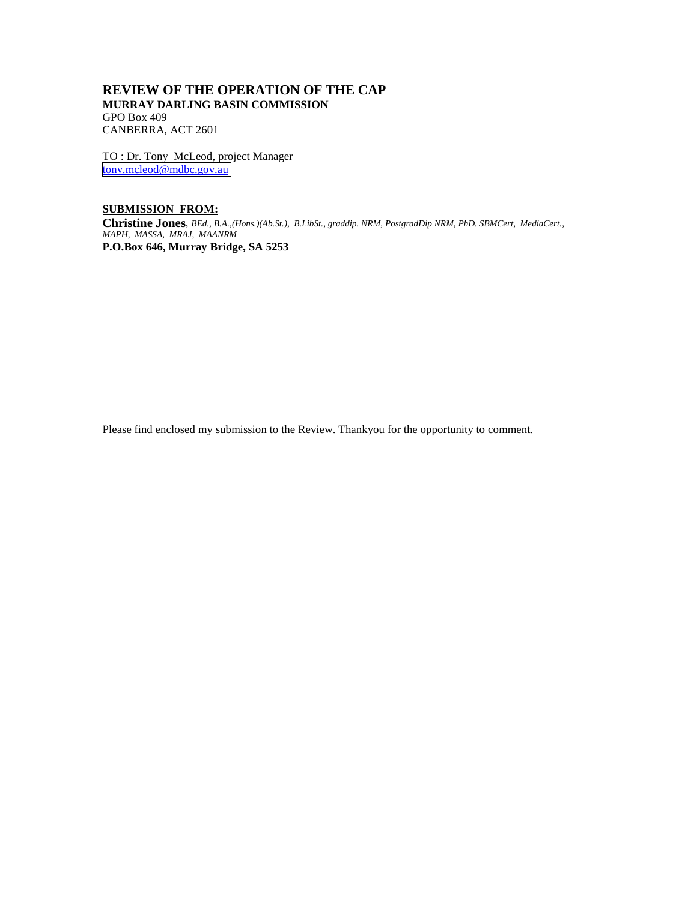# REVIEW OF THE OPERATION OF THE CAP

**MURRAY DARLING BASIN COMMISSION**

GPO Box 409
CANBERRA, ACT 2601

TO : Dr. Tony McLeod, project Manager
tony.mcleod@mdbc.gov.au

**SUBMISSION FROM:**

**Christine Jones**, *BEd., B.A.,(Hons.)(Ab.St.), B.LibSt., graddip. NRM, PostgradDip NRM, PhD. SBMCert, MediaCert., MAPH, MASSA, MRAJ, MAANRM*
**P.O.Box 646, Murray Bridge, SA 5253**

Please find enclosed my submission to the Review. Thankyou for the opportunity to comment.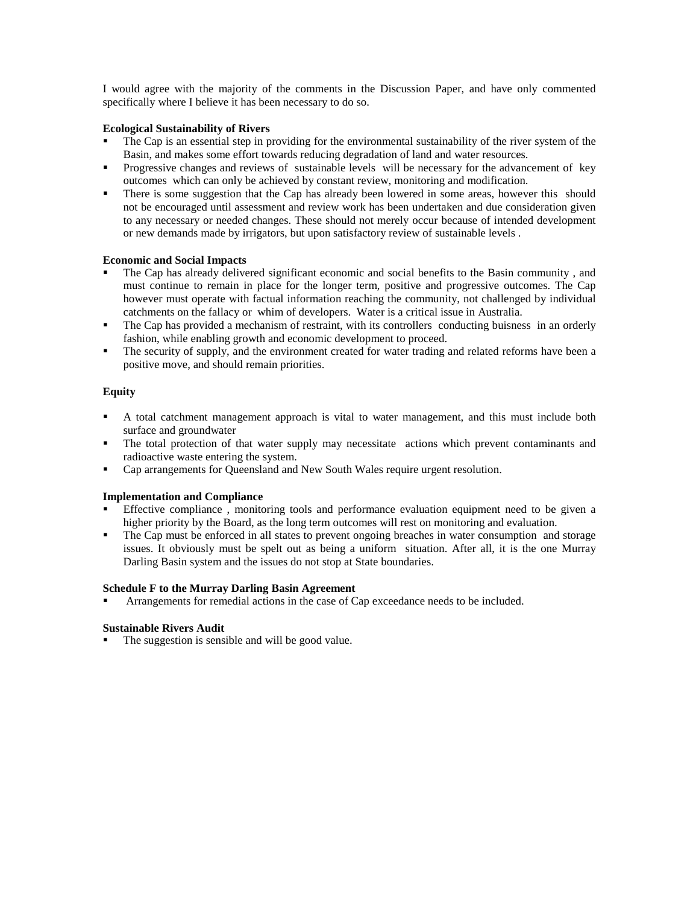I would agree with the majority of the comments in the Discussion Paper, and have only commented specifically where I believe it has been necessary to do so.

**Ecological Sustainability of Rivers**

- The Cap is an essential step in providing for the environmental sustainability of the river system of the Basin, and makes some effort towards reducing degradation of land and water resources.
- Progressive changes and reviews of sustainable levels will be necessary for the advancement of key outcomes which can only be achieved by constant review, monitoring and modification.
- There is some suggestion that the Cap has already been lowered in some areas, however this should not be encouraged until assessment and review work has been undertaken and due consideration given to any necessary or needed changes. These should not merely occur because of intended development or new demands made by irrigators, but upon satisfactory review of sustainable levels .

**Economic and Social Impacts**

- The Cap has already delivered significant economic and social benefits to the Basin community , and must continue to remain in place for the longer term, positive and progressive outcomes. The Cap however must operate with factual information reaching the community, not challenged by individual catchments on the fallacy or whim of developers. Water is a critical issue in Australia.
- The Cap has provided a mechanism of restraint, with its controllers conducting buisness in an orderly fashion, while enabling growth and economic development to proceed.
- The security of supply, and the environment created for water trading and related reforms have been a positive move, and should remain priorities.

**Equity**

- A total catchment management approach is vital to water management, and this must include both surface and groundwater
- The total protection of that water supply may necessitate actions which prevent contaminants and radioactive waste entering the system.
- Cap arrangements for Queensland and New South Wales require urgent resolution.

**Implementation and Compliance**

- Effective compliance , monitoring tools and performance evaluation equipment need to be given a higher priority by the Board, as the long term outcomes will rest on monitoring and evaluation.
- The Cap must be enforced in all states to prevent ongoing breaches in water consumption and storage issues. It obviously must be spelt out as being a uniform situation. After all, it is the one Murray Darling Basin system and the issues do not stop at State boundaries.

**Schedule F to the Murray Darling Basin Agreement**

- Arrangements for remedial actions in the case of Cap exceedance needs to be included.

**Sustainable Rivers Audit**

- The suggestion is sensible and will be good value.